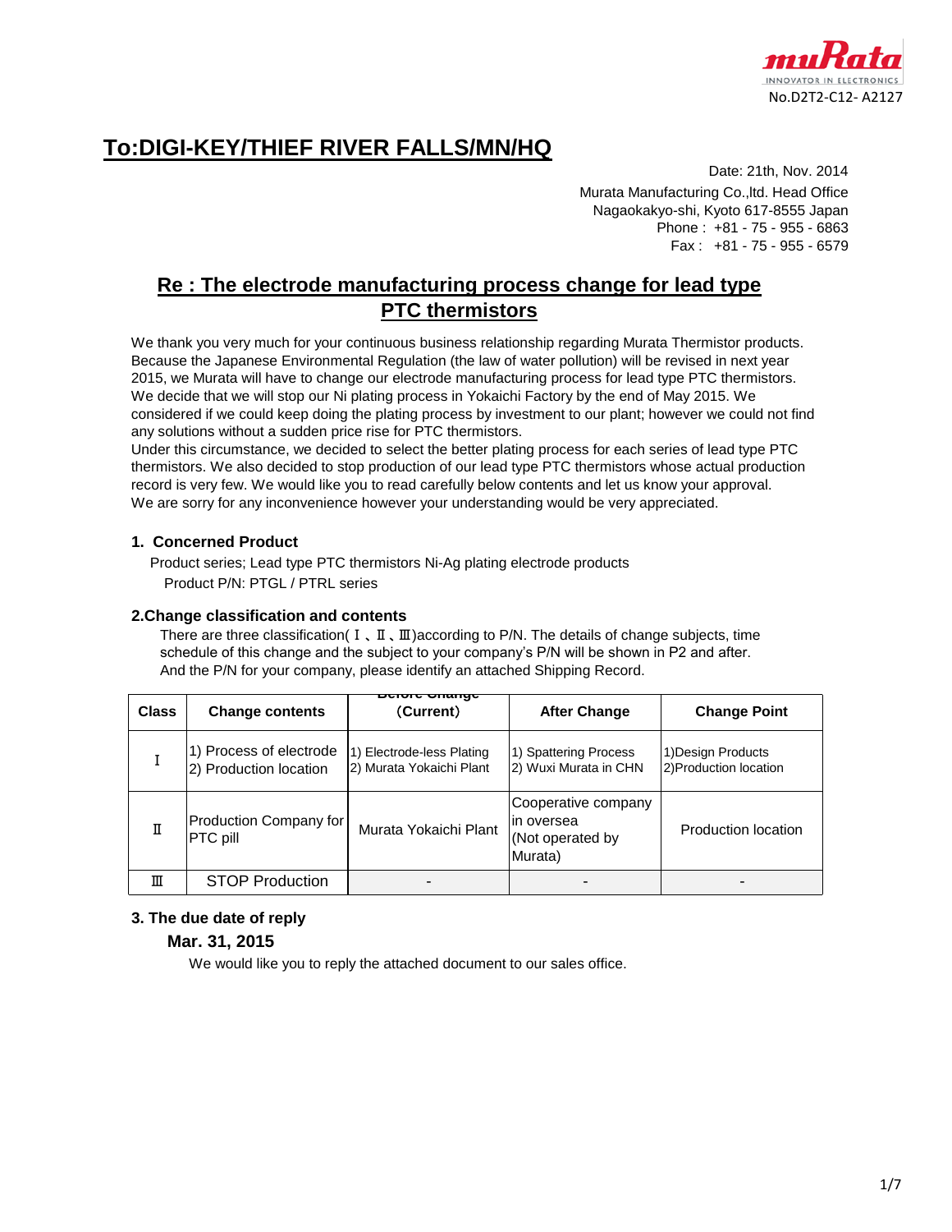muRata
INNOVATOR IN ELECTRONICS
No.D2T2-C12- A2127

# To:DIGI-KEY/THIEF RIVER FALLS/MN/HQ

Date: 21th, Nov. 2014
Murata Manufacturing Co.,ltd. Head Office
Nagaokakyo-shi, Kyoto 617-8555 Japan
Phone : +81 - 75 - 955 - 6863
Fax : +81 - 75 - 955 - 6579

## Re : The electrode manufacturing process change for lead type PTC thermistors

We thank you very much for your continuous business relationship regarding Murata Thermistor products. Because the Japanese Environmental Regulation (the law of water pollution) will be revised in next year 2015, we Murata will have to change our electrode manufacturing process for lead type PTC thermistors. We decide that we will stop our Ni plating process in Yokaichi Factory by the end of May 2015. We considered if we could keep doing the plating process by investment to our plant; however we could not find any solutions without a sudden price rise for PTC thermistors.
Under this circumstance, we decided to select the better plating process for each series of lead type PTC thermistors. We also decided to stop production of our lead type PTC thermistors whose actual production record is very few. We would like you to read carefully below contents and let us know your approval.
We are sorry for any inconvenience however your understanding would be very appreciated.

### 1. Concerned Product

Product series; Lead type PTC thermistors Ni-Ag plating electrode products
Product P/N: PTGL / PTRL series

### 2.Change classification and contents

There are three classification( Ⅰ、Ⅱ、Ⅲ)according to P/N. The details of change subjects, time schedule of this change and the subject to your company's P/N will be shown in P2 and after.
And the P/N for your company, please identify an attached Shipping Record.

| Class | Change contents | Before Change (Current) | After Change | Change Point |
|---|---|---|---|---|
| Ⅰ | 1) Process of electrode<br>2) Production location | 1) Electrode-less Plating<br>2) Murata Yokaichi Plant | 1) Spattering Process<br>2) Wuxi Murata in CHN | 1)Design Products<br>2)Production location |
| Ⅱ | Production Company for PTC pill | Murata Yokaichi Plant | Cooperative company in oversea (Not operated by Murata) | Production location |
| Ⅲ | STOP Production | - | - | - |

### 3. The due date of reply

**Mar. 31, 2015**

We would like you to reply the attached document to our sales office.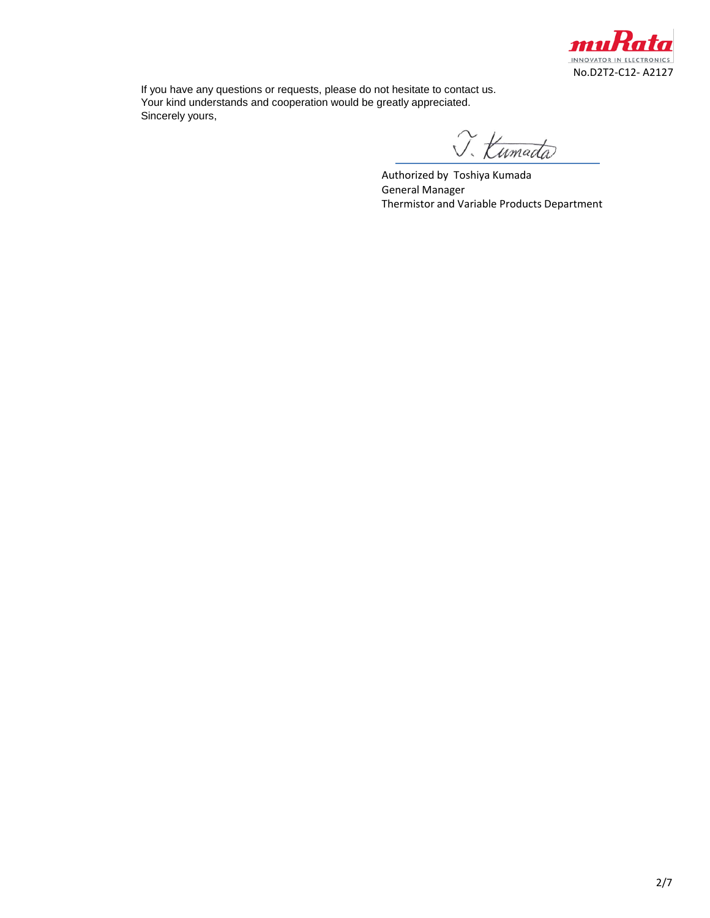If you have any questions or requests, please do not hesitate to contact us.
Your kind understands and cooperation would be greatly appreciated.
Sincerely yours,

T. Kumada

Authorized by Toshiya Kumada
General Manager
Thermistor and Variable Products Department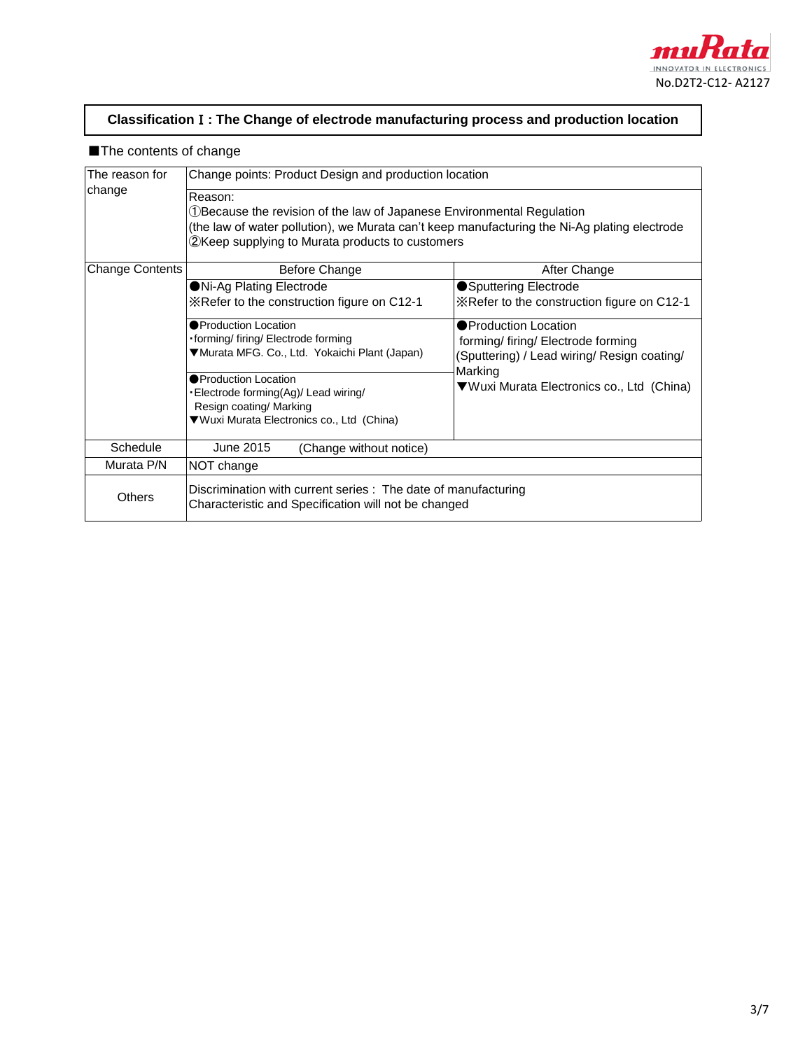No.D2T2-C12- A2127

## Classification Ⅰ : The Change of electrode manufacturing process and production location

■The contents of change

| The reason for change | Change points: Product Design and production location | |
|---|---|---|
| | Reason:<br>①Because the revision of the law of Japanese Environmental Regulation<br>(the law of water pollution), we Murata can't keep manufacturing the Ni-Ag plating electrode<br>②Keep supplying to Murata products to customers | |
| Change Contents | Before Change | After Change |
| | ●Ni-Ag Plating Electrode<br>※Refer to the construction figure on C12-1 | ●Sputtering Electrode<br>※Refer to the construction figure on C12-1 |
| | ●Production Location<br>･forming/ firing/ Electrode forming<br>▼Murata MFG. Co., Ltd. Yokaichi Plant (Japan)<br><br>●Production Location<br>･Electrode forming(Ag)/ Lead wiring/ Resign coating/ Marking<br>▼Wuxi Murata Electronics co., Ltd (China) | ●Production Location<br>forming/ firing/ Electrode forming (Sputtering) / Lead wiring/ Resign coating/ Marking<br>▼Wuxi Murata Electronics co., Ltd (China) |
| Schedule | June 2015 (Change without notice) | |
| Murata P/N | NOT change | |
| Others | Discrimination with current series : The date of manufacturing<br>Characteristic and Specification will not be changed | |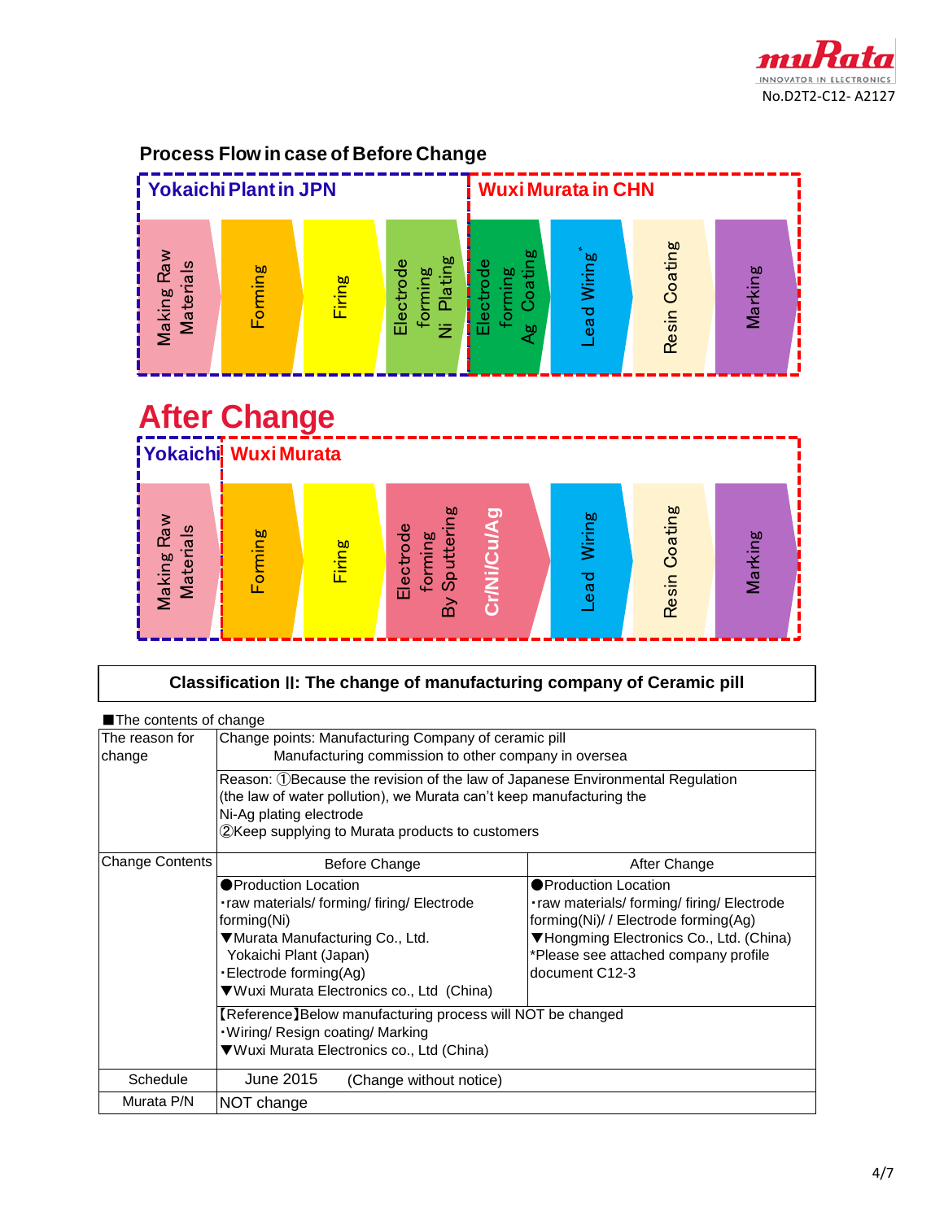## Process Flow in case of Before Change

**Yokaichi Plant in JPN** | **Wuxi Murata in CHN**

Making Raw Materials → Forming → Firing → Electrode forming Ni Plating → Electrode forming Ag Coating → Lead Wiring* → Resin Coating → Marking

# After Change

**Yokaichi** | **Wuxi Murata**

Making Raw Materials → Forming → Firing → Electrode forming By Sputtering **Cr/Ni/Cu/Ag** → Lead Wiring → Resin Coating → Marking

**Classification II: The change of manufacturing company of Ceramic pill**

■The contents of change

| The reason for change | Change points: Manufacturing Company of ceramic pill<br>Manufacturing commission to other company in oversea | |
|---|---|---|
| | Reason: ①Because the revision of the law of Japanese Environmental Regulation (the law of water pollution), we Murata can't keep manufacturing the Ni-Ag plating electrode<br>②Keep supplying to Murata products to customers | |
| Change Contents | Before Change | After Change |
| | ●Production Location<br>・raw materials/ forming/ firing/ Electrode forming(Ni)<br>▼Murata Manufacturing Co., Ltd. Yokaichi Plant (Japan)<br>・Electrode forming(Ag)<br>▼Wuxi Murata Electronics co., Ltd (China) | ●Production Location<br>・raw materials/ forming/ firing/ Electrode forming(Ni)/ / Electrode forming(Ag)<br>▼Hongming Electronics Co., Ltd. (China)<br>*Please see attached company profile document C12-3 |
| | 【Reference】Below manufacturing process will NOT be changed<br>・Wiring/ Resign coating/ Marking<br>▼Wuxi Murata Electronics co., Ltd (China) | |
| Schedule | June 2015 (Change without notice) | |
| Murata P/N | NOT change | |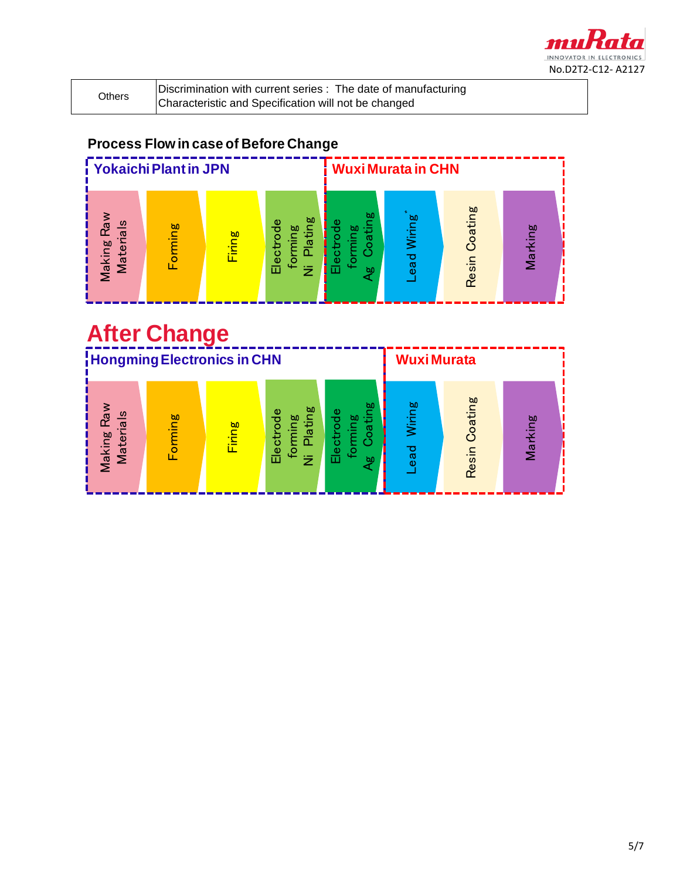| Others | Discrimination with current series : The date of manufacturing<br>Characteristic and Specification will not be changed |
|---|---|

## Process Flow in case of Before Change

**Yokaichi Plant in JPN**

Making Raw Materials → Forming → Firing → Electrode forming Ni Plating

**Wuxi Murata in CHN**

Electrode forming Ag Coating → Lead Wiring* → Resin Coating → Marking

## After Change

**Hongming Electronics in CHN**

Making Raw Materials → Forming → Firing → Electrode forming Ni Plating → Electrode forming Ag Coating

**Wuxi Murata**

Lead Wiring → Resin Coating → Marking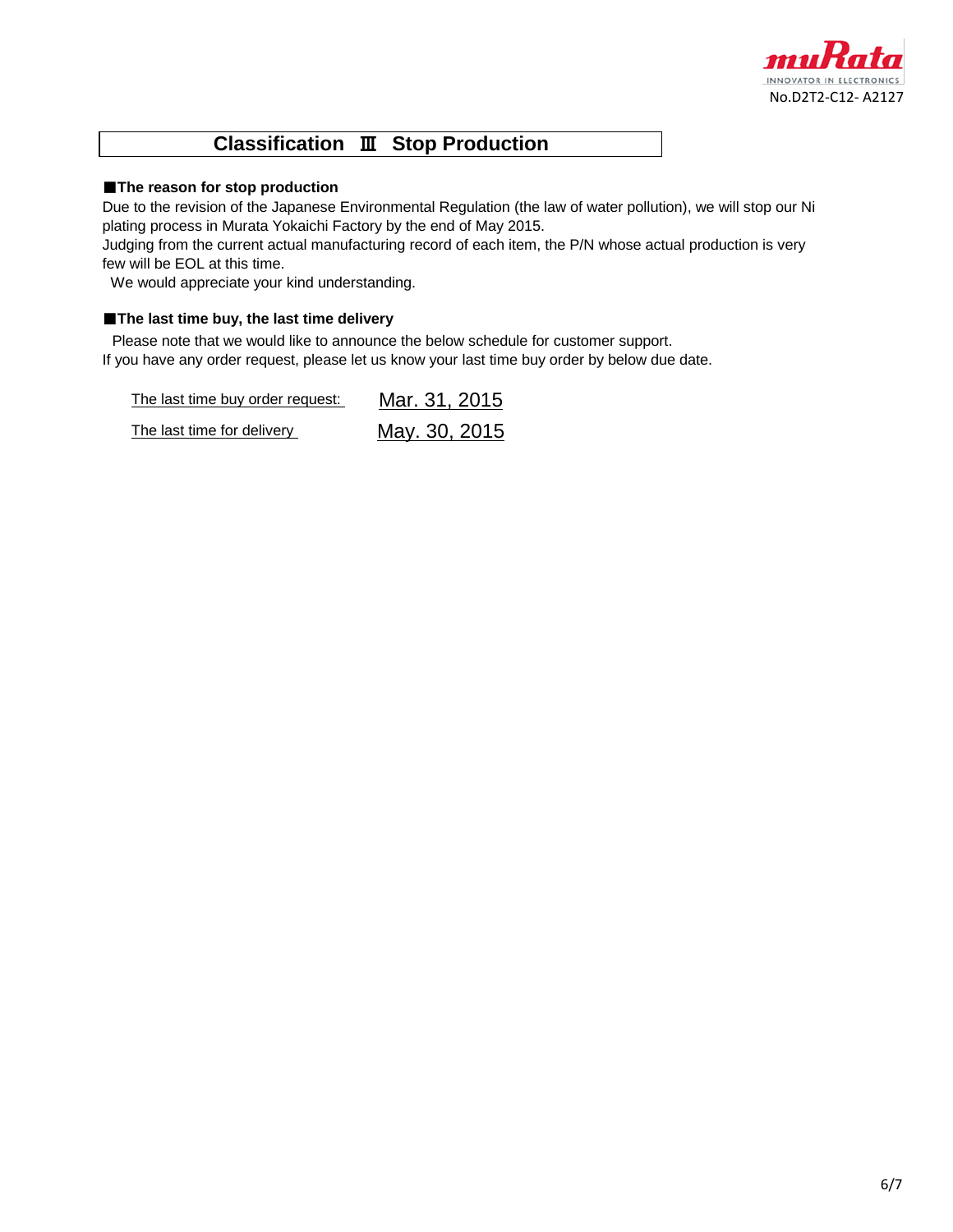No.D2T2-C12- A2127

# Classification Ⅲ Stop Production

**■The reason for stop production**

Due to the revision of the Japanese Environmental Regulation (the law of water pollution), we will stop our Ni plating process in Murata Yokaichi Factory by the end of May 2015.
Judging from the current actual manufacturing record of each item, the P/N whose actual production is very few will be EOL at this time.
We would appreciate your kind understanding.

**■The last time buy, the last time delivery**

Please note that we would like to announce the below schedule for customer support.
If you have any order request, please let us know your last time buy order by below due date.

| | |
|---|---|
| The last time buy order request: | Mar. 31, 2015 |
| The last time for delivery | May. 30, 2015 |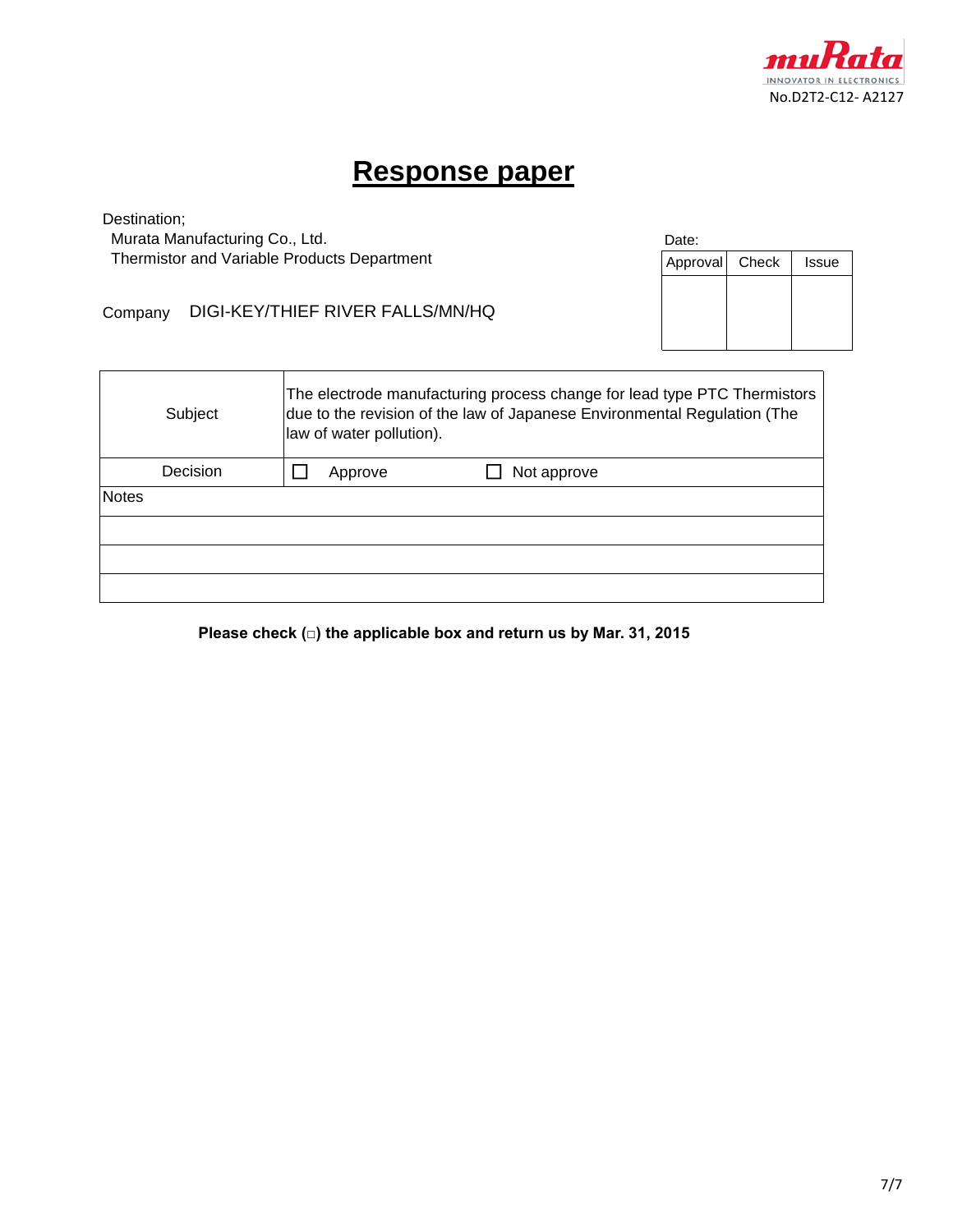No.D2T2-C12- A2127

# Response paper

Destination;

Murata Manufacturing Co., Ltd.

Thermistor and Variable Products Department

Date:

| Approval | Check | Issue |
|---|---|---|
| | | |

Company DIGI-KEY/THIEF RIVER FALLS/MN/HQ

| | |
|---|---|
| Subject | The electrode manufacturing process change for lead type PTC Thermistors due to the revision of the law of Japanese Environmental Regulation (The law of water pollution). |
| Decision | ☐ Approve ☐ Not approve |
| Notes | |
| | |
| | |
| | |

**Please check (□) the applicable box and return us by Mar. 31, 2015**